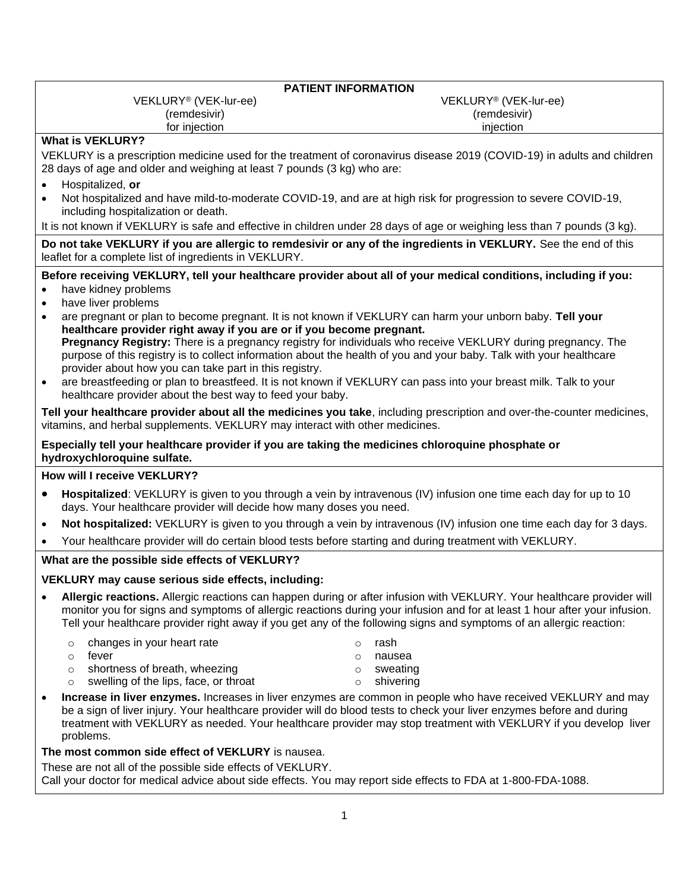**PATIENT INFORMATION**

| VEKLURY® (VEK-lur-ee) (remdesivir) for injection | VEKLURY® (VEK-lur-ee) (remdesivir) injection |
|---|---|

**What is VEKLURY?**

VEKLURY is a prescription medicine used for the treatment of coronavirus disease 2019 (COVID-19) in adults and children 28 days of age and older and weighing at least 7 pounds (3 kg) who are:

- Hospitalized, **or**
- Not hospitalized and have mild-to-moderate COVID-19, and are at high risk for progression to severe COVID-19, including hospitalization or death.

It is not known if VEKLURY is safe and effective in children under 28 days of age or weighing less than 7 pounds (3 kg).

**Do not take VEKLURY if you are allergic to remdesivir or any of the ingredients in VEKLURY.** See the end of this leaflet for a complete list of ingredients in VEKLURY.

**Before receiving VEKLURY, tell your healthcare provider about all of your medical conditions, including if you:**

- have kidney problems
- have liver problems
- are pregnant or plan to become pregnant. It is not known if VEKLURY can harm your unborn baby. **Tell your healthcare provider right away if you are or if you become pregnant.**
  **Pregnancy Registry:** There is a pregnancy registry for individuals who receive VEKLURY during pregnancy. The purpose of this registry is to collect information about the health of you and your baby. Talk with your healthcare provider about how you can take part in this registry.
- are breastfeeding or plan to breastfeed. It is not known if VEKLURY can pass into your breast milk. Talk to your healthcare provider about the best way to feed your baby.

**Tell your healthcare provider about all the medicines you take**, including prescription and over-the-counter medicines, vitamins, and herbal supplements. VEKLURY may interact with other medicines.

**Especially tell your healthcare provider if you are taking the medicines chloroquine phosphate or hydroxychloroquine sulfate.**

**How will I receive VEKLURY?**

- **Hospitalized**: VEKLURY is given to you through a vein by intravenous (IV) infusion one time each day for up to 10 days. Your healthcare provider will decide how many doses you need.
- **Not hospitalized:** VEKLURY is given to you through a vein by intravenous (IV) infusion one time each day for 3 days.
- Your healthcare provider will do certain blood tests before starting and during treatment with VEKLURY.

**What are the possible side effects of VEKLURY?**

**VEKLURY may cause serious side effects, including:**

- **Allergic reactions.** Allergic reactions can happen during or after infusion with VEKLURY. Your healthcare provider will monitor you for signs and symptoms of allergic reactions during your infusion and for at least 1 hour after your infusion. Tell your healthcare provider right away if you get any of the following signs and symptoms of an allergic reaction:
  - changes in your heart rate
  - fever
  - shortness of breath, wheezing
  - swelling of the lips, face, or throat
  - rash
  - nausea
  - sweating
  - shivering
- **Increase in liver enzymes.** Increases in liver enzymes are common in people who have received VEKLURY and may be a sign of liver injury. Your healthcare provider will do blood tests to check your liver enzymes before and during treatment with VEKLURY as needed. Your healthcare provider may stop treatment with VEKLURY if you develop liver problems.

**The most common side effect of VEKLURY** is nausea.

These are not all of the possible side effects of VEKLURY.

Call your doctor for medical advice about side effects. You may report side effects to FDA at 1-800-FDA-1088.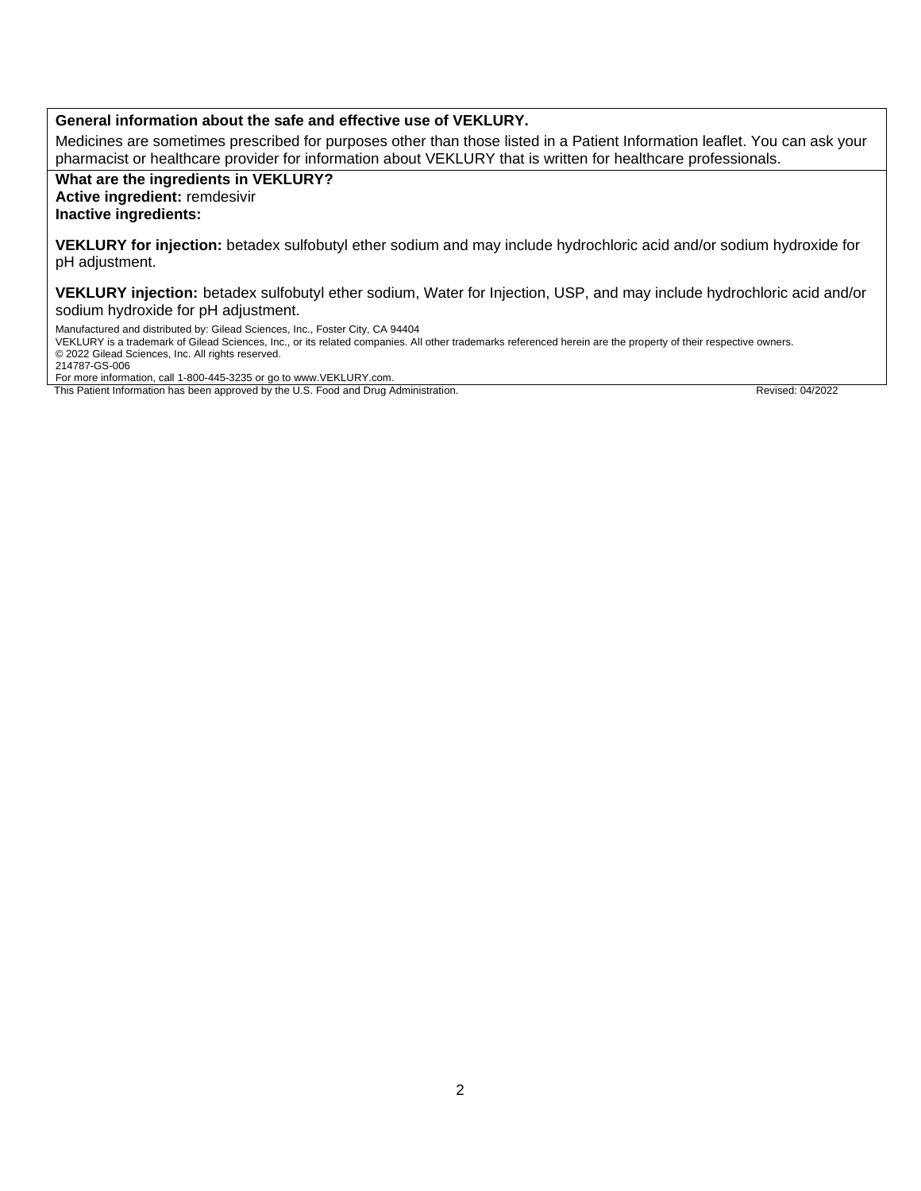**General information about the safe and effective use of VEKLURY.**

Medicines are sometimes prescribed for purposes other than those listed in a Patient Information leaflet. You can ask your pharmacist or healthcare provider for information about VEKLURY that is written for healthcare professionals.

**What are the ingredients in VEKLURY?**
**Active ingredient:** remdesivir
**Inactive ingredients:**

**VEKLURY for injection:** betadex sulfobutyl ether sodium and may include hydrochloric acid and/or sodium hydroxide for pH adjustment.

**VEKLURY injection:** betadex sulfobutyl ether sodium, Water for Injection, USP, and may include hydrochloric acid and/or sodium hydroxide for pH adjustment.

Manufactured and distributed by: Gilead Sciences, Inc., Foster City, CA 94404
VEKLURY is a trademark of Gilead Sciences, Inc., or its related companies. All other trademarks referenced herein are the property of their respective owners.
© 2022 Gilead Sciences, Inc. All rights reserved.
214787-GS-006
For more information, call 1-800-445-3235 or go to www.VEKLURY.com.

This Patient Information has been approved by the U.S. Food and Drug Administration. Revised: 04/2022